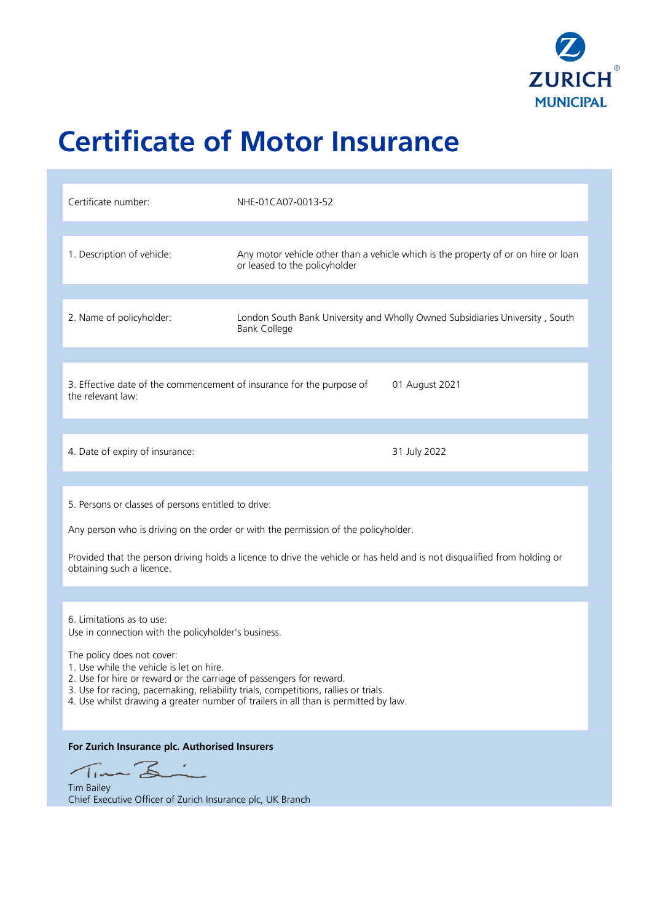ZURICH®
MUNICIPAL

# Certificate of Motor Insurance

Certificate number: NHE-01CA07-0013-52

1. Description of vehicle: Any motor vehicle other than a vehicle which is the property of or on hire or loan or leased to the policyholder

2. Name of policyholder: London South Bank University and Wholly Owned Subsidiaries University , South Bank College

3. Effective date of the commencement of insurance for the purpose of the relevant law: 01 August 2021

4. Date of expiry of insurance: 31 July 2022

5. Persons or classes of persons entitled to drive:

Any person who is driving on the order or with the permission of the policyholder.

Provided that the person driving holds a licence to drive the vehicle or has held and is not disqualified from holding or obtaining such a licence.

6. Limitations as to use:
Use in connection with the policyholder's business.

The policy does not cover:
1. Use while the vehicle is let on hire.
2. Use for hire or reward or the carriage of passengers for reward.
3. Use for racing, pacemaking, reliability trials, competitions, rallies or trials.
4. Use whilst drawing a greater number of trailers in all than is permitted by law.

**For Zurich Insurance plc. Authorised Insurers**

Tim Bailey
Chief Executive Officer of Zurich Insurance plc, UK Branch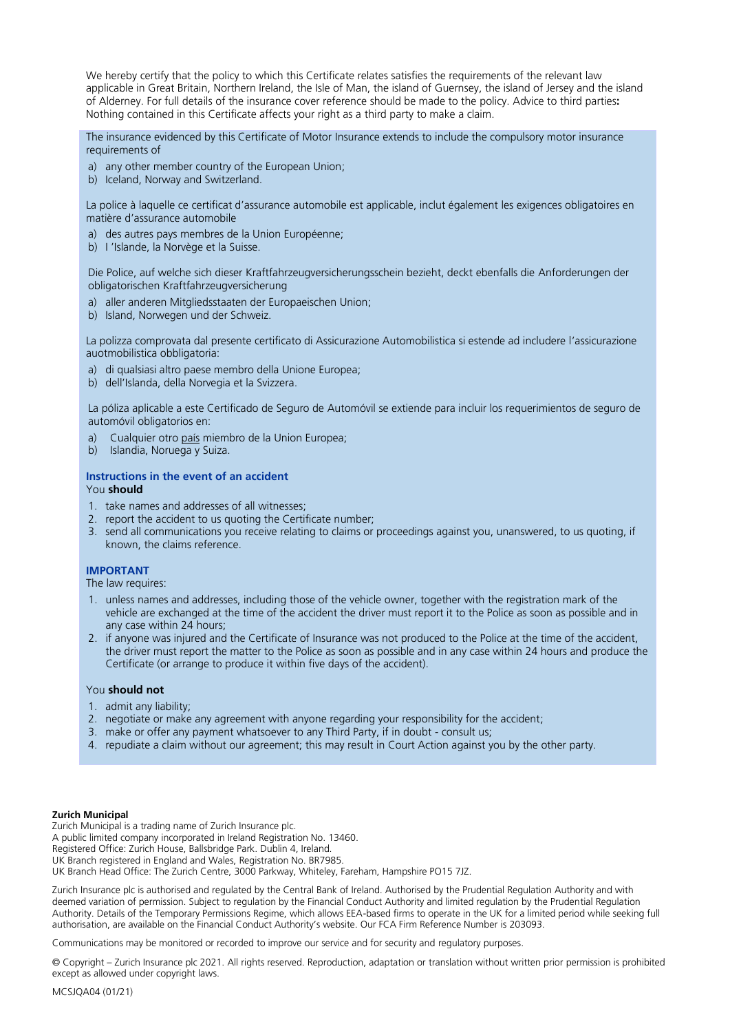We hereby certify that the policy to which this Certificate relates satisfies the requirements of the relevant law applicable in Great Britain, Northern Ireland, the Isle of Man, the island of Guernsey, the island of Jersey and the island of Alderney. For full details of the insurance cover reference should be made to the policy. Advice to third parties**:** Nothing contained in this Certificate affects your right as a third party to make a claim.

The insurance evidenced by this Certificate of Motor Insurance extends to include the compulsory motor insurance requirements of

a) any other member country of the European Union;
b) Iceland, Norway and Switzerland.

La police à laquelle ce certificat d'assurance automobile est applicable, inclut également les exigences obligatoires en matière d'assurance automobile

a) des autres pays membres de la Union Européenne;
b) l 'Islande, la Norvège et la Suisse.

Die Police, auf welche sich dieser Kraftfahrzeugversicherungsschein bezieht, deckt ebenfalls die Anforderungen der obligatorischen Kraftfahrzeugversicherung

a) aller anderen Mitgliedsstaaten der Europaeischen Union;
b) Island, Norwegen und der Schweiz.

La polizza comprovata dal presente certificato di Assicurazione Automobilistica si estende ad includere l'assicurazione auotmobilistica obbligatoria:

a) di qualsiasi altro paese membro della Unione Europea;
b) dell'Islanda, della Norvegia et la Svizzera.

La póliza aplicable a este Certificado de Seguro de Automóvil se extiende para incluir los requerimientos de seguro de automóvil obligatorios en:

a) Cualquier otro país miembro de la Union Europea;
b) Islandia, Noruega y Suiza.

### Instructions in the event of an accident

You **should**

1. take names and addresses of all witnesses;
2. report the accident to us quoting the Certificate number;
3. send all communications you receive relating to claims or proceedings against you, unanswered, to us quoting, if known, the claims reference.

### IMPORTANT

The law requires:

1. unless names and addresses, including those of the vehicle owner, together with the registration mark of the vehicle are exchanged at the time of the accident the driver must report it to the Police as soon as possible and in any case within 24 hours;
2. if anyone was injured and the Certificate of Insurance was not produced to the Police at the time of the accident, the driver must report the matter to the Police as soon as possible and in any case within 24 hours and produce the Certificate (or arrange to produce it within five days of the accident).

You **should not**

1. admit any liability;
2. negotiate or make any agreement with anyone regarding your responsibility for the accident;
3. make or offer any payment whatsoever to any Third Party, if in doubt - consult us;
4. repudiate a claim without our agreement; this may result in Court Action against you by the other party.

**Zurich Municipal**
Zurich Municipal is a trading name of Zurich Insurance plc.
A public limited company incorporated in Ireland Registration No. 13460.
Registered Office: Zurich House, Ballsbridge Park. Dublin 4, Ireland.
UK Branch registered in England and Wales, Registration No. BR7985.
UK Branch Head Office: The Zurich Centre, 3000 Parkway, Whiteley, Fareham, Hampshire PO15 7JZ.

Zurich Insurance plc is authorised and regulated by the Central Bank of Ireland. Authorised by the Prudential Regulation Authority and with deemed variation of permission. Subject to regulation by the Financial Conduct Authority and limited regulation by the Prudential Regulation Authority. Details of the Temporary Permissions Regime, which allows EEA-based firms to operate in the UK for a limited period while seeking full authorisation, are available on the Financial Conduct Authority's website. Our FCA Firm Reference Number is 203093.

Communications may be monitored or recorded to improve our service and for security and regulatory purposes.

© Copyright – Zurich Insurance plc 2021. All rights reserved. Reproduction, adaptation or translation without written prior permission is prohibited except as allowed under copyright laws.

MCSJQA04 (01/21)